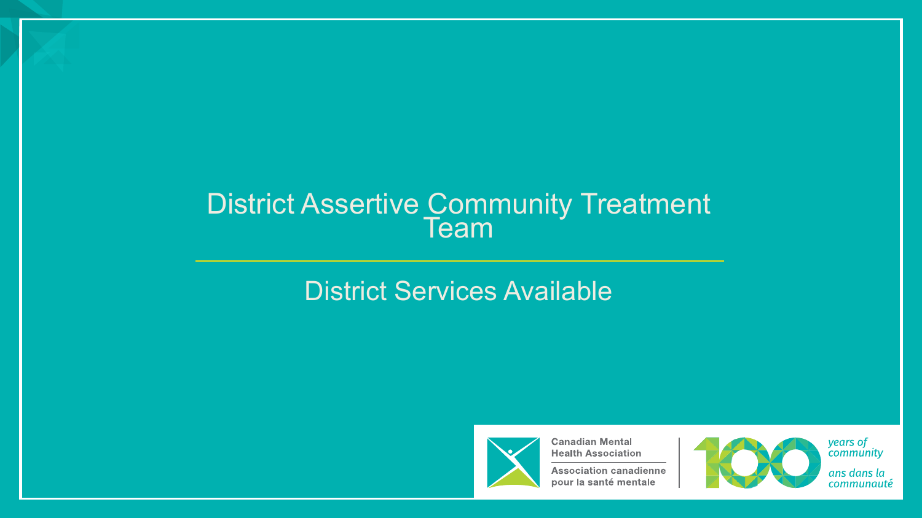# District Assertive Community Treatment Team

## District Services Available

Canadian Mental Health Association

Association canadienne pour la santé mentale

100 years of community

ans dans la communauté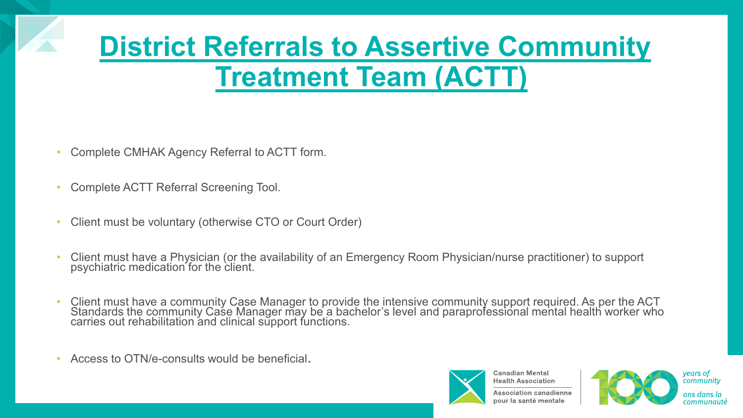# District Referrals to Assertive Community Treatment Team (ACTT)

- Complete CMHAK Agency Referral to ACTT form.
- Complete ACTT Referral Screening Tool.
- Client must be voluntary (otherwise CTO or Court Order)
- Client must have a Physician (or the availability of an Emergency Room Physician/nurse practitioner) to support psychiatric medication for the client.
- Client must have a community Case Manager to provide the intensive community support required. As per the ACT Standards the community Case Manager may be a bachelor's level and paraprofessional mental health worker who carries out rehabilitation and clinical support functions.
- Access to OTN/e-consults would be beneficial.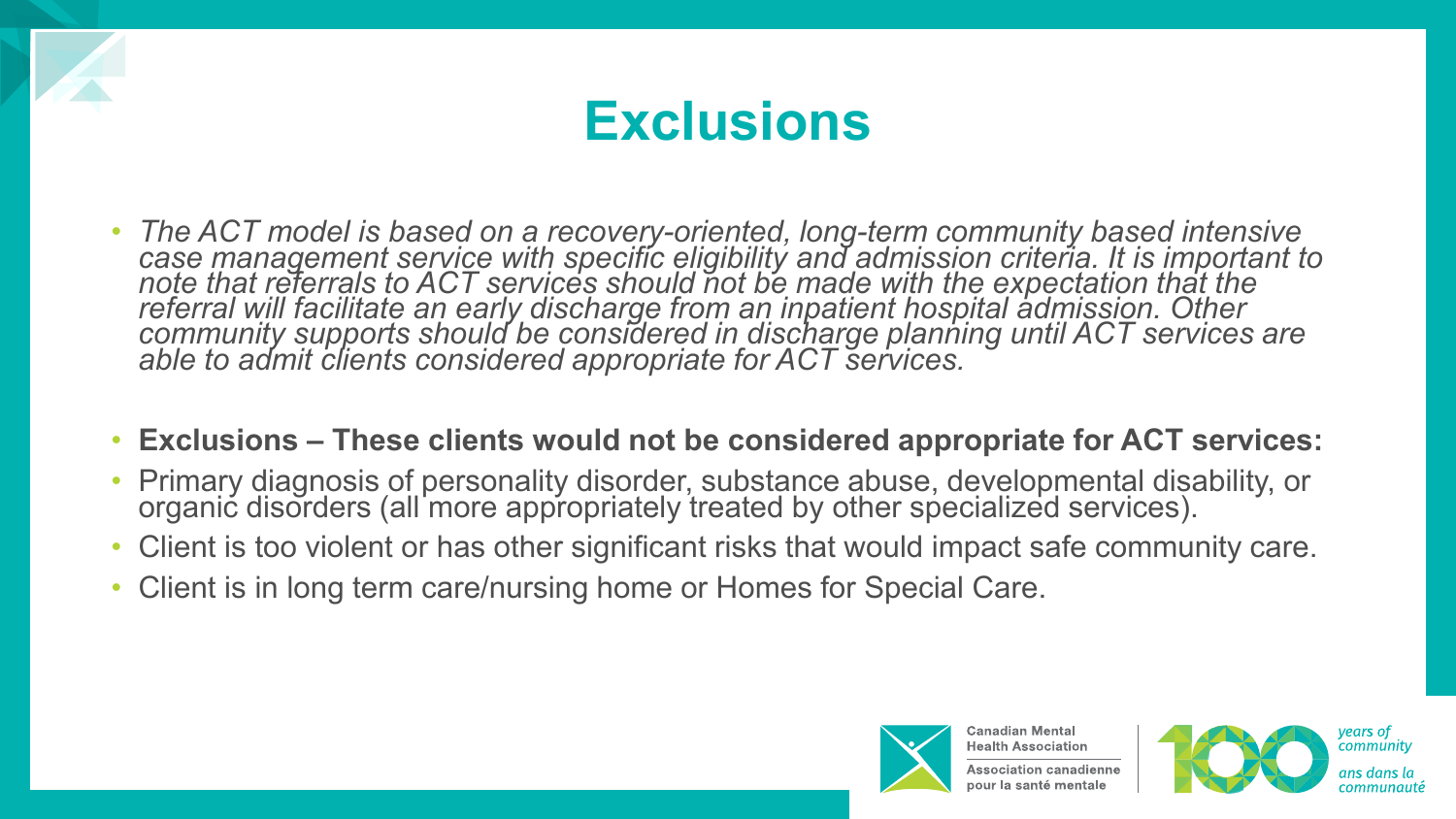# Exclusions

- *The ACT model is based on a recovery-oriented, long-term community based intensive case management service with specific eligibility and admission criteria. It is important to note that referrals to ACT services should not be made with the expectation that the referral will facilitate an early discharge from an inpatient hospital admission. Other community supports should be considered in discharge planning until ACT services are able to admit clients considered appropriate for ACT services.*
- **Exclusions – These clients would not be considered appropriate for ACT services:**
- Primary diagnosis of personality disorder, substance abuse, developmental disability, or organic disorders (all more appropriately treated by other specialized services).
- Client is too violent or has other significant risks that would impact safe community care.
- Client is in long term care/nursing home or Homes for Special Care.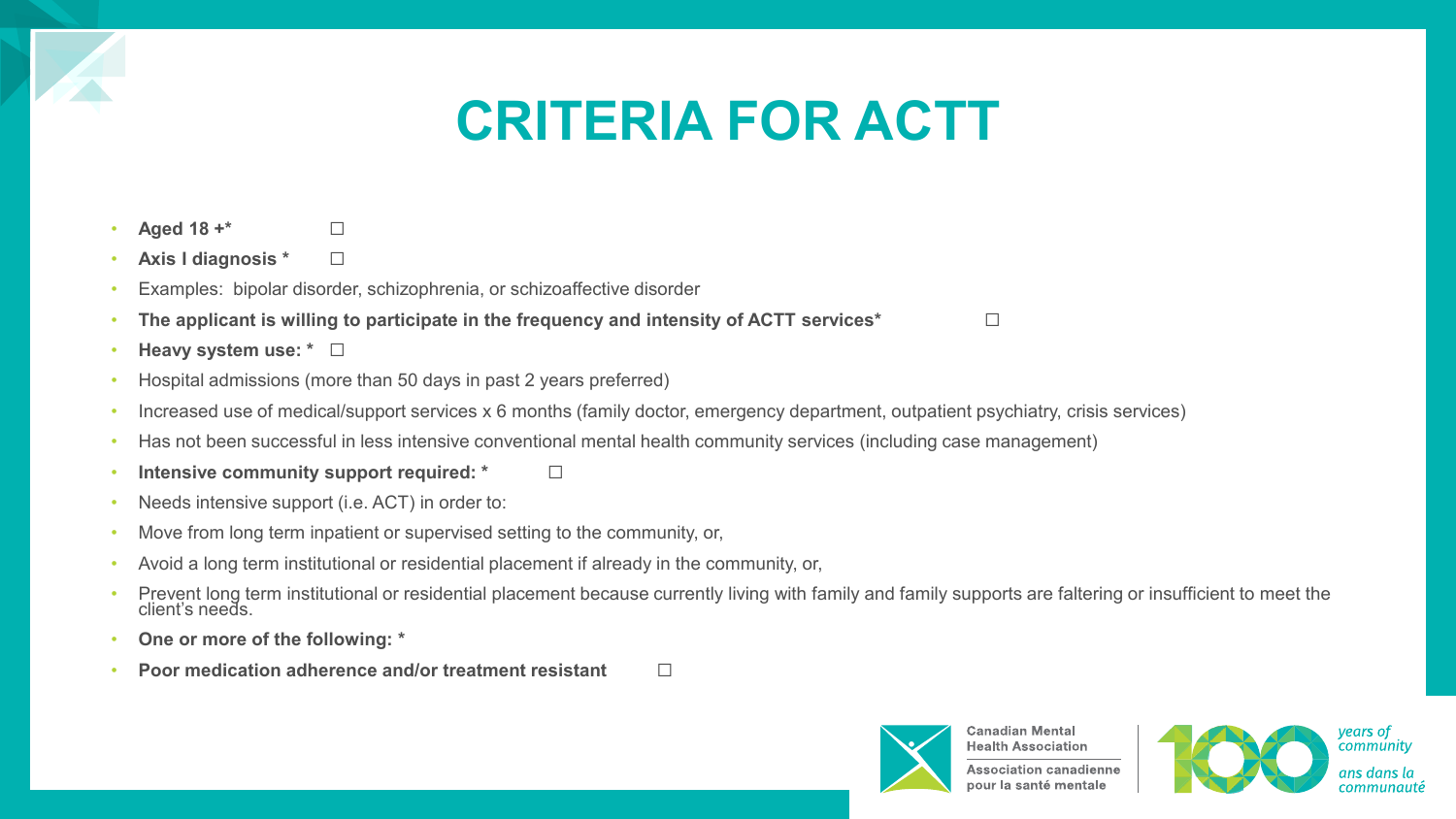# CRITERIA FOR ACTT

- **Aged 18 +*** ☐
- **Axis I diagnosis *** ☐
- Examples: bipolar disorder, schizophrenia, or schizoaffective disorder
- **The applicant is willing to participate in the frequency and intensity of ACTT services*** ☐
- **Heavy system use: *** ☐
- Hospital admissions (more than 50 days in past 2 years preferred)
- Increased use of medical/support services x 6 months (family doctor, emergency department, outpatient psychiatry, crisis services)
- Has not been successful in less intensive conventional mental health community services (including case management)
- **Intensive community support required: *** ☐
- Needs intensive support (i.e. ACT) in order to:
- Move from long term inpatient or supervised setting to the community, or,
- Avoid a long term institutional or residential placement if already in the community, or,
- Prevent long term institutional or residential placement because currently living with family and family supports are faltering or insufficient to meet the client's needs.
- **One or more of the following: ***
- **Poor medication adherence and/or treatment resistant** ☐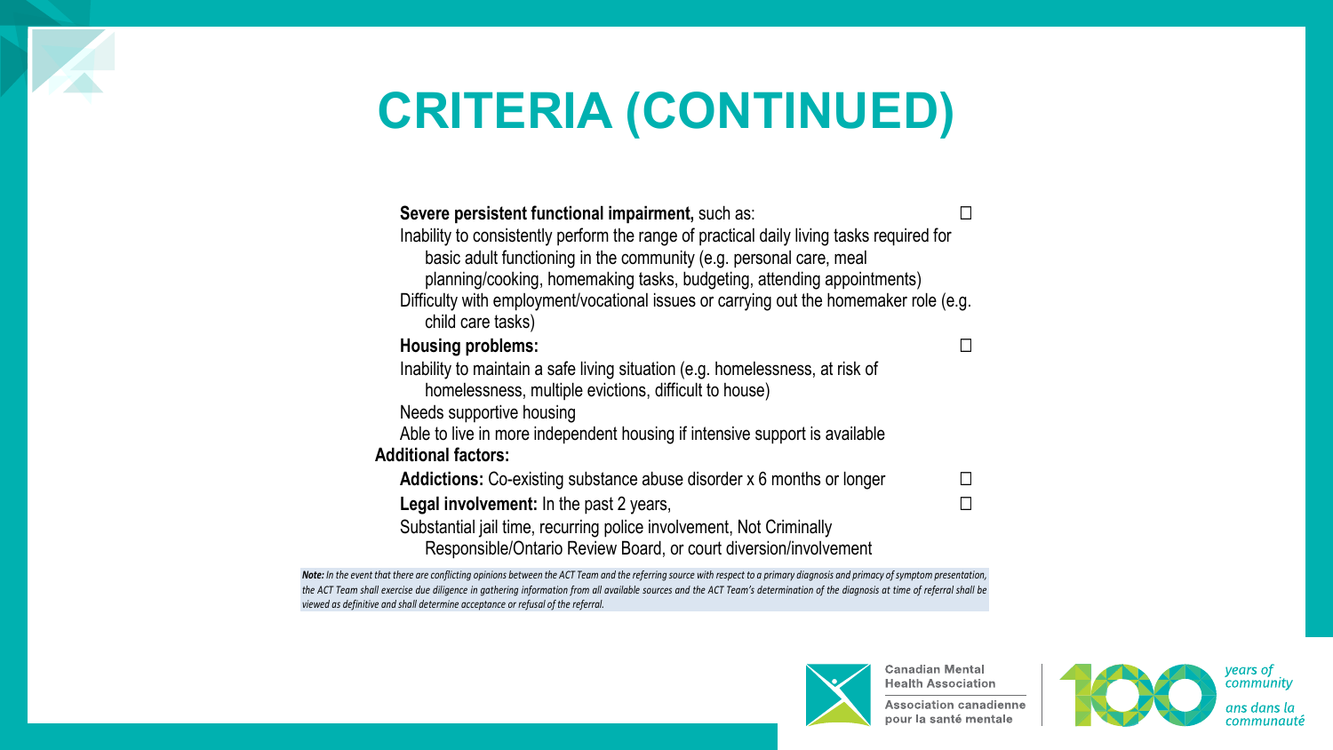# CRITERIA (CONTINUED)

- **Severe persistent functional impairment,** such as: ☐
  - Inability to consistently perform the range of practical daily living tasks required for basic adult functioning in the community (e.g. personal care, meal planning/cooking, homemaking tasks, budgeting, attending appointments)
  - Difficulty with employment/vocational issues or carrying out the homemaker role (e.g. child care tasks)
- **Housing problems:** ☐
  - Inability to maintain a safe living situation (e.g. homelessness, at risk of homelessness, multiple evictions, difficult to house)
  - Needs supportive housing
  - Able to live in more independent housing if intensive support is available

**Additional factors:**

- **Addictions:** Co-existing substance abuse disorder x 6 months or longer ☐
- **Legal involvement:** In the past 2 years, ☐
  - Substantial jail time, recurring police involvement, Not Criminally Responsible/Ontario Review Board, or court diversion/involvement

***Note:** In the event that there are conflicting opinions between the ACT Team and the referring source with respect to a primary diagnosis and primacy of symptom presentation, the ACT Team shall exercise due diligence in gathering information from all available sources and the ACT Team's determination of the diagnosis at time of referral shall be viewed as definitive and shall determine acceptance or refusal of the referral.*

Canadian Mental Health Association

Association canadienne pour la santé mentale

100 years of community

ans dans la communauté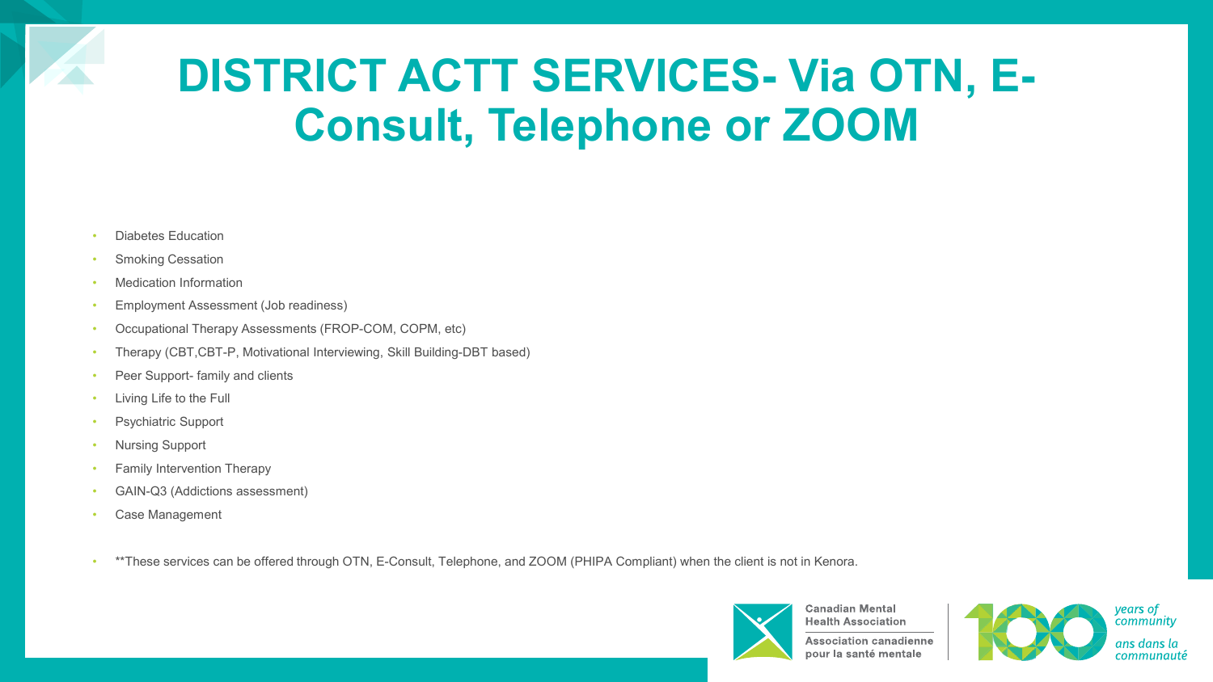# DISTRICT ACTT SERVICES- Via OTN, E-Consult, Telephone or ZOOM

- Diabetes Education
- Smoking Cessation
- Medication Information
- Employment Assessment (Job readiness)
- Occupational Therapy Assessments (FROP-COM, COPM, etc)
- Therapy (CBT,CBT-P, Motivational Interviewing, Skill Building-DBT based)
- Peer Support- family and clients
- Living Life to the Full
- Psychiatric Support
- Nursing Support
- Family Intervention Therapy
- GAIN-Q3 (Addictions assessment)
- Case Management

- **These services can be offered through OTN, E-Consult, Telephone, and ZOOM (PHIPA Compliant) when the client is not in Kenora.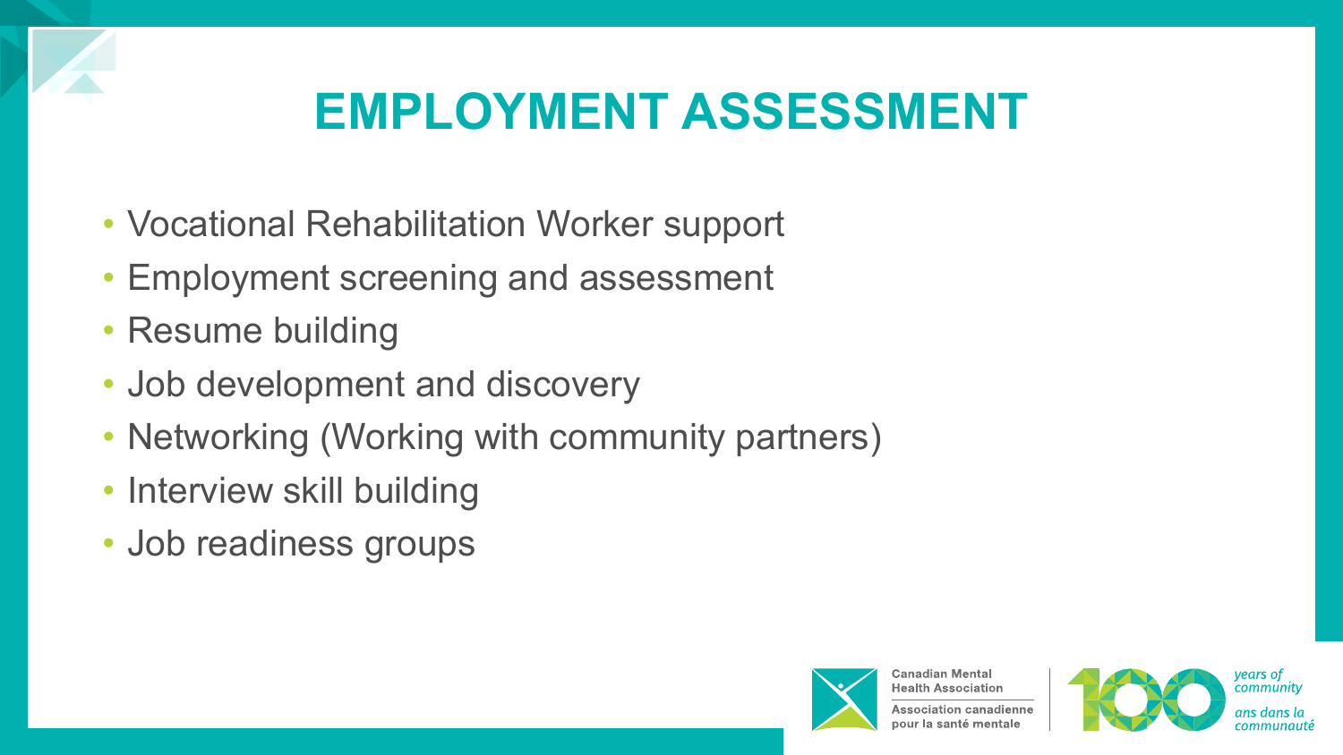# EMPLOYMENT ASSESSMENT

- Vocational Rehabilitation Worker support
- Employment screening and assessment
- Resume building
- Job development and discovery
- Networking (Working with community partners)
- Interview skill building
- Job readiness groups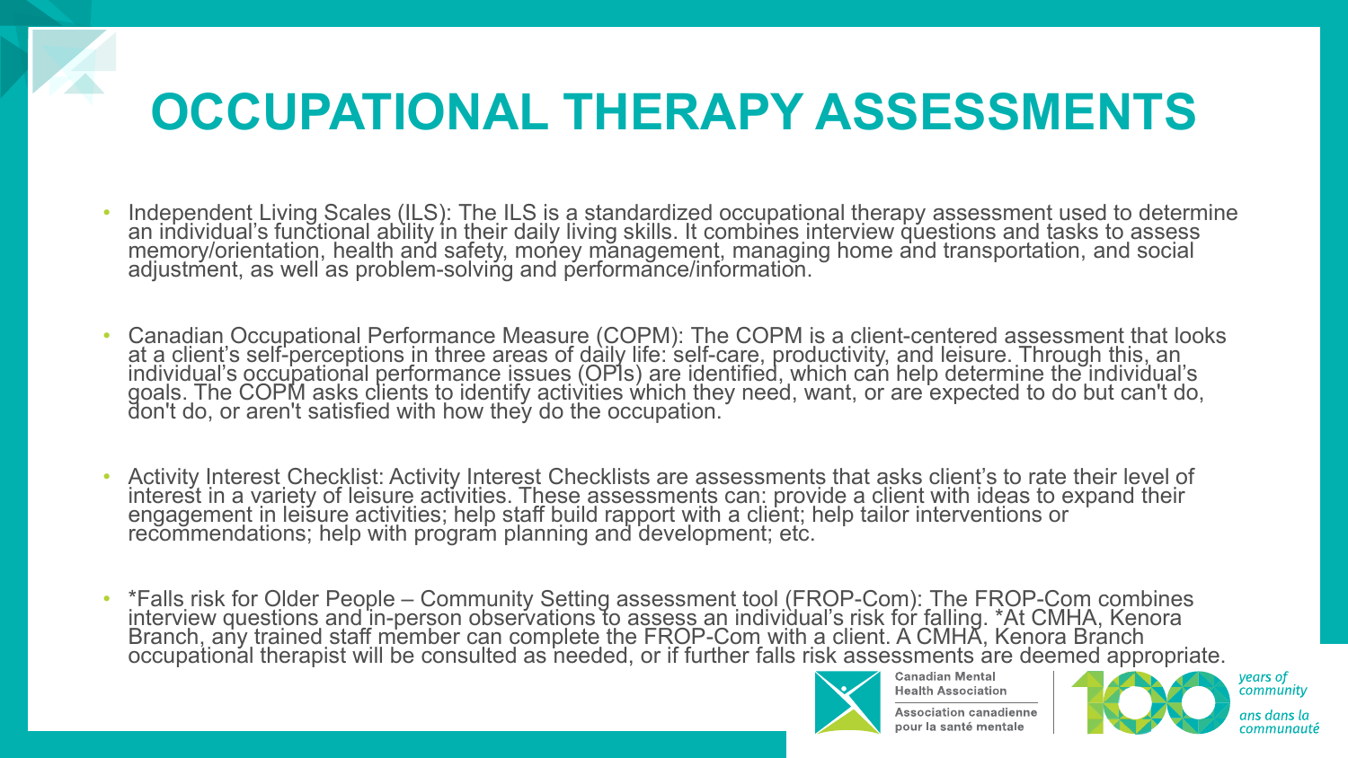# OCCUPATIONAL THERAPY ASSESSMENTS

- Independent Living Scales (ILS): The ILS is a standardized occupational therapy assessment used to determine an individual's functional ability in their daily living skills. It combines interview questions and tasks to assess memory/orientation, health and safety, money management, managing home and transportation, and social adjustment, as well as problem-solving and performance/information.
- Canadian Occupational Performance Measure (COPM): The COPM is a client-centered assessment that looks at a client's self-perceptions in three areas of daily life: self-care, productivity, and leisure. Through this, an individual's occupational performance issues (OPIs) are identified, which can help determine the individual's goals. The COPM asks clients to identify activities which they need, want, or are expected to do but can't do, don't do, or aren't satisfied with how they do the occupation.
- Activity Interest Checklist: Activity Interest Checklists are assessments that asks client's to rate their level of interest in a variety of leisure activities. These assessments can: provide a client with ideas to expand their engagement in leisure activities; help staff build rapport with a client; help tailor interventions or recommendations; help with program planning and development; etc.
- *Falls risk for Older People – Community Setting assessment tool (FROP-Com): The FROP-Com combines interview questions and in-person observations to assess an individual's risk for falling. *At CMHA, Kenora Branch, any trained staff member can complete the FROP-Com with a client. A CMHA, Kenora Branch occupational therapist will be consulted as needed, or if further falls risk assessments are deemed appropriate.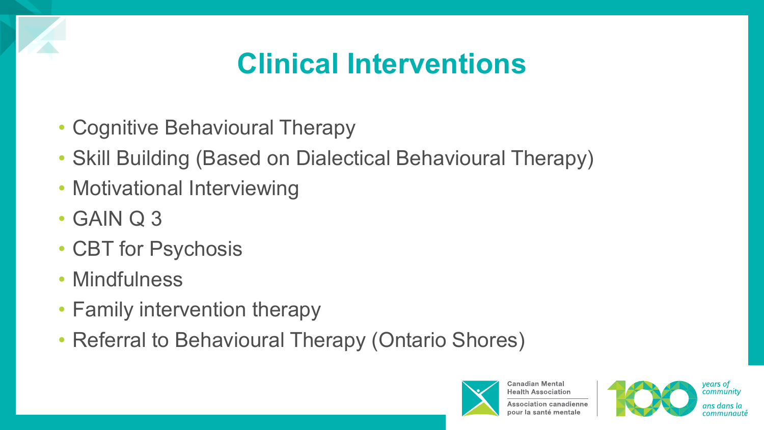# Clinical Interventions

- Cognitive Behavioural Therapy
- Skill Building (Based on Dialectical Behavioural Therapy)
- Motivational Interviewing
- GAIN Q 3
- CBT for Psychosis
- Mindfulness
- Family intervention therapy
- Referral to Behavioural Therapy (Ontario Shores)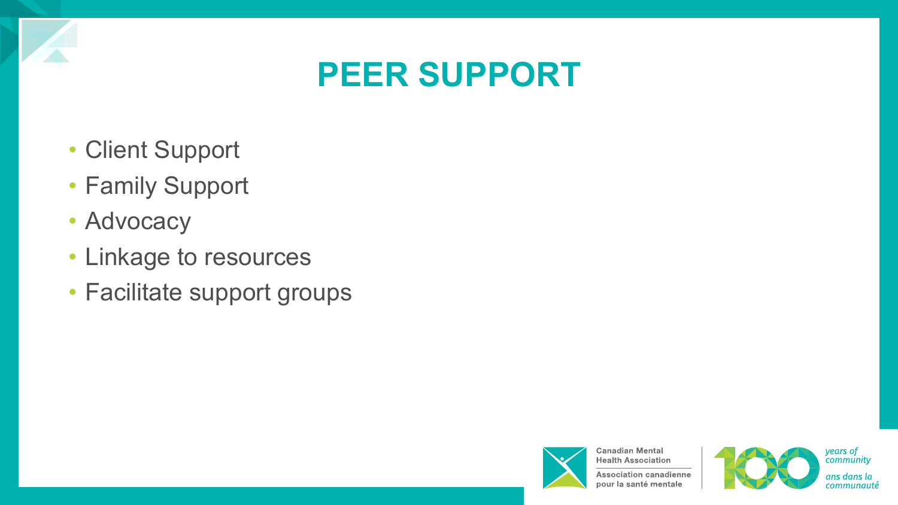# PEER SUPPORT

- Client Support
- Family Support
- Advocacy
- Linkage to resources
- Facilitate support groups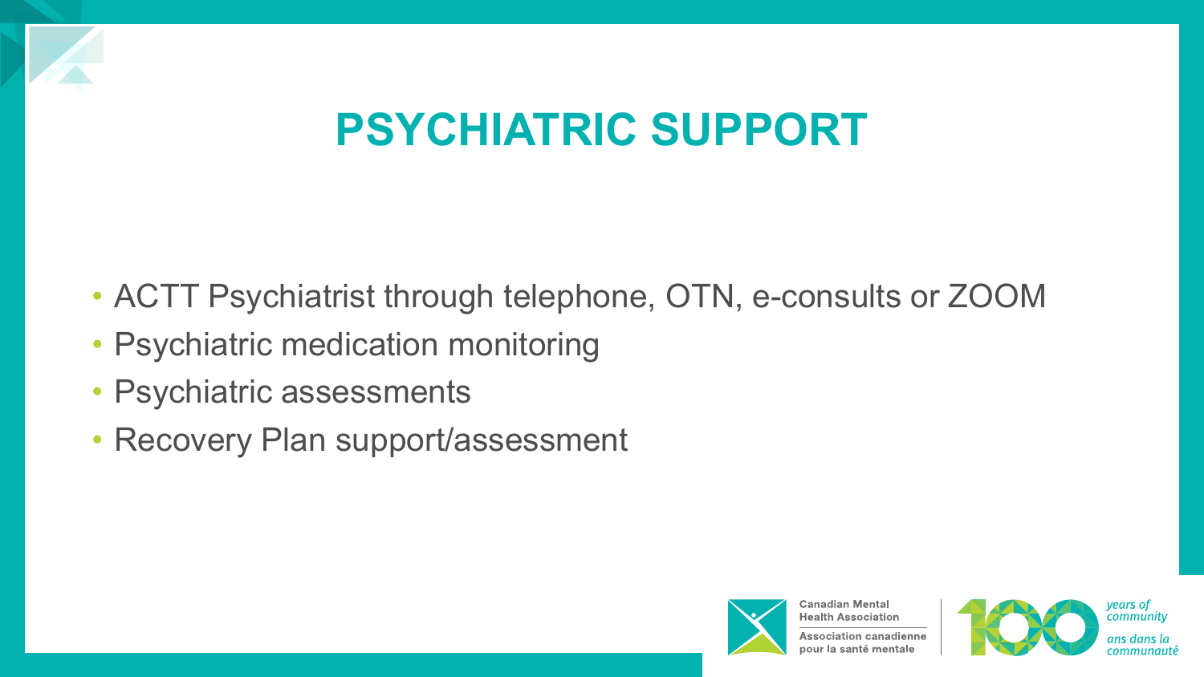# PSYCHIATRIC SUPPORT

- ACTT Psychiatrist through telephone, OTN, e-consults or ZOOM
- Psychiatric medication monitoring
- Psychiatric assessments
- Recovery Plan support/assessment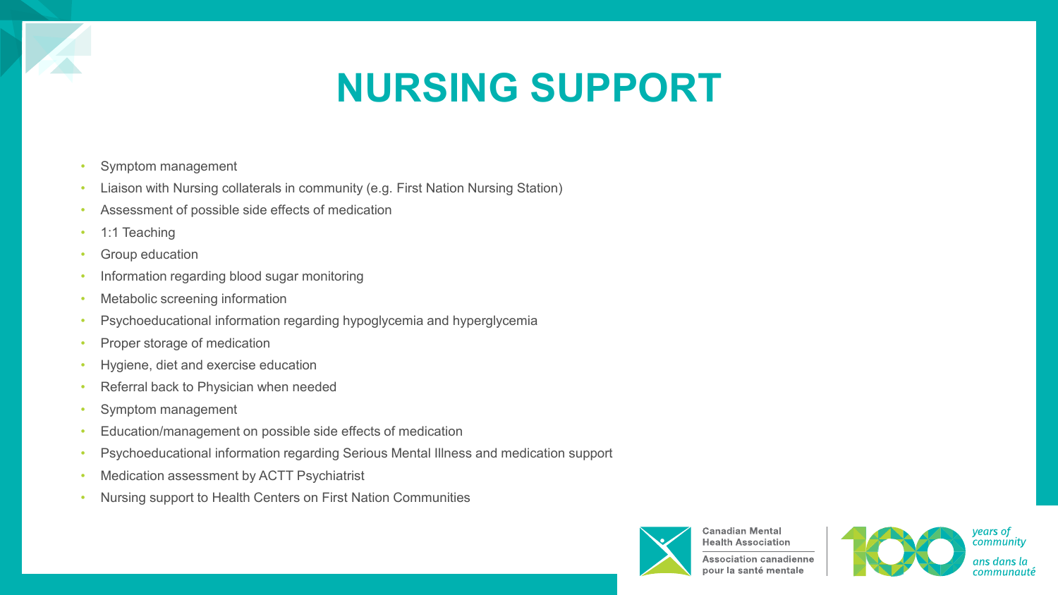# NURSING SUPPORT

- Symptom management
- Liaison with Nursing collaterals in community (e.g. First Nation Nursing Station)
- Assessment of possible side effects of medication
- 1:1 Teaching
- Group education
- Information regarding blood sugar monitoring
- Metabolic screening information
- Psychoeducational information regarding hypoglycemia and hyperglycemia
- Proper storage of medication
- Hygiene, diet and exercise education
- Referral back to Physician when needed
- Symptom management
- Education/management on possible side effects of medication
- Psychoeducational information regarding Serious Mental Illness and medication support
- Medication assessment by ACTT Psychiatrist
- Nursing support to Health Centers on First Nation Communities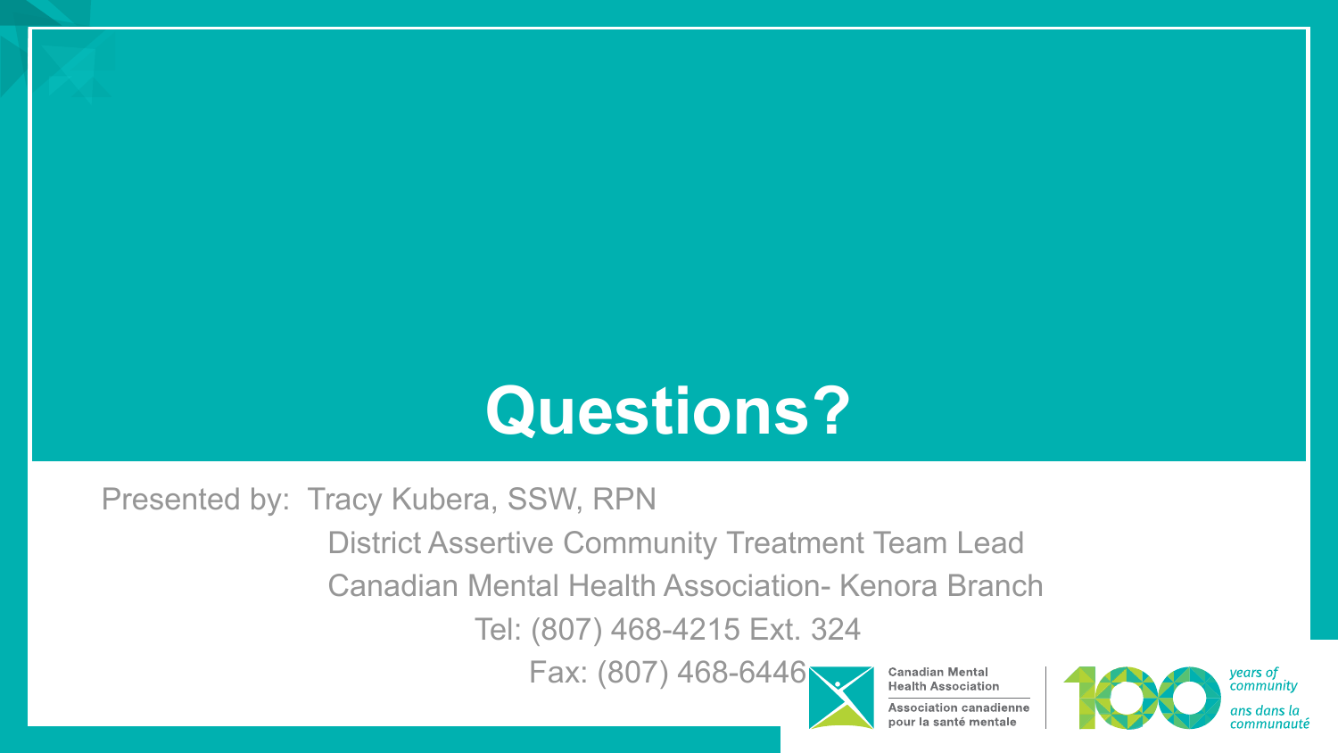# Questions?

Presented by: Tracy Kubera, SSW, RPN

District Assertive Community Treatment Team Lead

Canadian Mental Health Association- Kenora Branch

Tel: (807) 468-4215 Ext. 324

Fax: (807) 468-6446

Canadian Mental Health Association

Association canadienne pour la santé mentale

100 years of community

ans dans la communauté